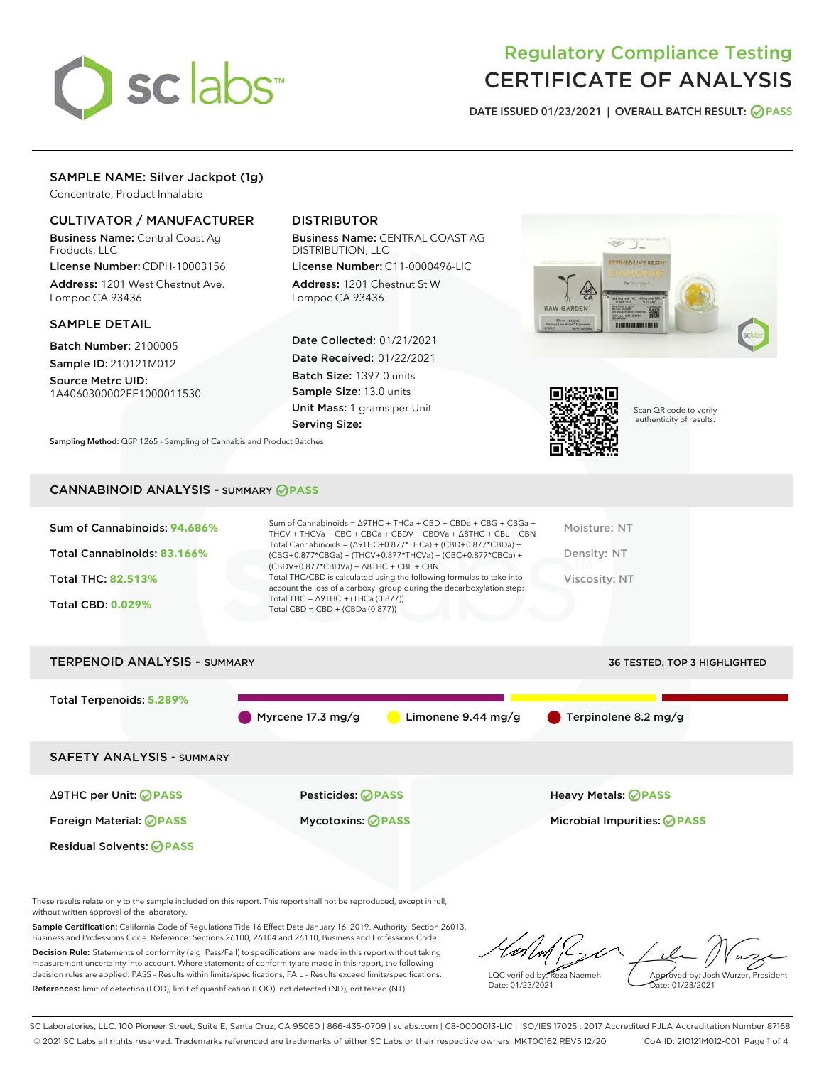# Regulatory Compliance Testing
# CERTIFICATE OF ANALYSIS

DATE ISSUED 01/23/2021 | OVERALL BATCH RESULT: PASS

## SAMPLE NAME: Silver Jackpot (1g)

Concentrate, Product Inhalable

### CULTIVATOR / MANUFACTURER

**Business Name:** Central Coast Ag Products, LLC

**License Number:** CDPH-10003156

**Address:** 1201 West Chestnut Ave. Lompoc CA 93436

### DISTRIBUTOR

**Business Name:** CENTRAL COAST AG DISTRIBUTION, LLC

**License Number:** C11-0000496-LIC

**Address:** 1201 Chestnut St W Lompoc CA 93436

### SAMPLE DETAIL

**Batch Number:** 2100005

**Sample ID:** 210121M012

**Source Metrc UID:** 1A4060300002EE1000011530

**Date Collected:** 01/21/2021

**Date Received:** 01/22/2021

**Batch Size:** 1397.0 units

**Sample Size:** 13.0 units

**Unit Mass:** 1 grams per Unit

**Serving Size:**

Scan QR code to verify authenticity of results.

**Sampling Method:** QSP 1265 - Sampling of Cannabis and Product Batches

## CANNABINOID ANALYSIS - SUMMARY PASS

**Sum of Cannabinoids:** 94.686%

**Total Cannabinoids:** 83.166%

**Total THC:** 82.513%

**Total CBD:** 0.029%

Sum of Cannabinoids = Δ9THC + THCa + CBD + CBDa + CBG + CBGa + THCV + THCVa + CBC + CBCa + CBDV + CBDVa + Δ8THC + CBL + CBN

Total Cannabinoids = (Δ9THC+0.877*THCa) + (CBD+0.877*CBDa) + (CBG+0.877*CBGa) + (THCV+0.877*THCVa) + (CBC+0.877*CBCa) + (CBDV+0.877*CBDVa) + Δ8THC + CBL + CBN

Total THC/CBD is calculated using the following formulas to take into account the loss of a carboxyl group during the decarboxylation step:

Total THC = Δ9THC + (THCa (0.877))

Total CBD = CBD + (CBDa (0.877))

Moisture: NT

Density: NT

Viscosity: NT

## TERPENOID ANALYSIS - SUMMARY

36 TESTED, TOP 3 HIGHLIGHTED

**Total Terpenoids:** 5.289%

Myrcene 17.3 mg/g | Limonene 9.44 mg/g | Terpinolene 8.2 mg/g

## SAFETY ANALYSIS - SUMMARY

| | | |
|---|---|---|
| Δ9THC per Unit: PASS | Pesticides: PASS | Heavy Metals: PASS |
| Foreign Material: PASS | Mycotoxins: PASS | Microbial Impurities: PASS |
| Residual Solvents: PASS | | |

These results relate only to the sample included on this report. This report shall not be reproduced, except in full, without written approval of the laboratory.

**Sample Certification:** California Code of Regulations Title 16 Effect Date January 16, 2019. Authority: Section 26013, Business and Professions Code. Reference: Sections 26100, 26104 and 26110, Business and Professions Code.

**Decision Rule:** Statements of conformity (e.g. Pass/Fail) to specifications are made in this report without taking measurement uncertainty into account. Where statements of conformity are made in this report, the following decision rules are applied: PASS – Results within limits/specifications, FAIL – Results exceed limits/specifications.

**References:** limit of detection (LOD), limit of quantification (LOQ), not detected (ND), not tested (NT)

LQC verified by: Reza Naemeh
Date: 01/23/2021

Approved by: Josh Wurzer, President
Date: 01/23/2021

SC Laboratories, LLC. 100 Pioneer Street, Suite E, Santa Cruz, CA 95060 | 866-435-0709 | sclabs.com | C8-0000013-LIC | ISO/IES 17025 : 2017 Accredited PJLA Accreditation Number 87168
© 2021 SC Labs all rights reserved. Trademarks referenced are trademarks of either SC Labs or their respective owners. MKT00162 REV5 12/20 CoA ID: 210121M012-001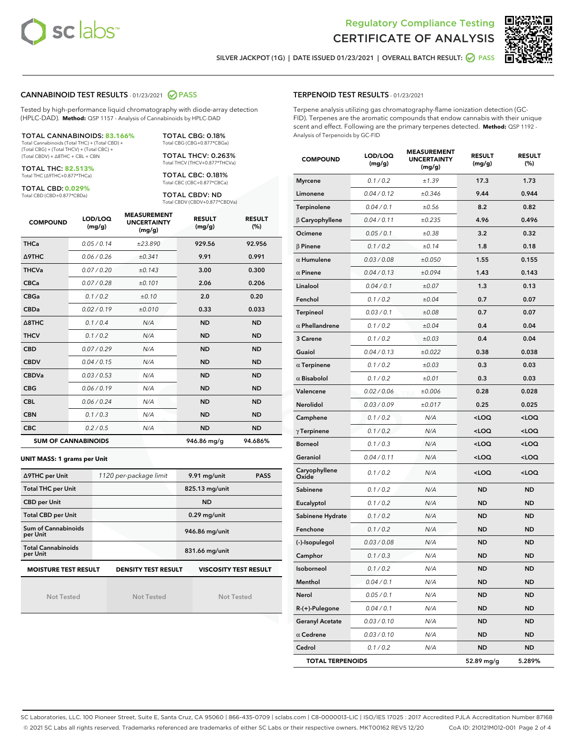# Regulatory Compliance Testing
# CERTIFICATE OF ANALYSIS

SILVER JACKPOT (1G) | DATE ISSUED 01/23/2021 | OVERALL BATCH RESULT: PASS

## CANNABINOID TEST RESULTS - 01/23/2021 PASS

Tested by high-performance liquid chromatography with diode-array detection (HPLC-DAD). **Method:** QSP 1157 - Analysis of Cannabinoids by HPLC-DAD

**TOTAL CANNABINOIDS: 83.166%**
Total Cannabinoids (Total THC) + (Total CBD) + (Total CBG) + (Total THCV) + (Total CBC) + (Total CBDV) + Δ8THC + CBL + CBN

**TOTAL THC: 82.513%**
Total THC (Δ9THC+0.877*THCa)

**TOTAL CBD: 0.029%**
Total CBD (CBD+0.877*CBDa)

**TOTAL CBG: 0.18%**
Total CBG (CBG+0.877*CBGa)

**TOTAL THCV: 0.263%**
Total THCV (THCV+0.877*THCVa)

**TOTAL CBC: 0.181%**
Total CBC (CBC+0.877*CBCa)

**TOTAL CBDV: ND**
Total CBDV (CBDV+0.877*CBDVa)

| COMPOUND | LOD/LOQ (mg/g) | MEASUREMENT UNCERTAINTY (mg/g) | RESULT (mg/g) | RESULT (%) |
|---|---|---|---|---|
| THCa | 0.05 / 0.14 | ±23.890 | 929.56 | 92.956 |
| Δ9THC | 0.06 / 0.26 | ±0.341 | 9.91 | 0.991 |
| THCVa | 0.07 / 0.20 | ±0.143 | 3.00 | 0.300 |
| CBCa | 0.07 / 0.28 | ±0.101 | 2.06 | 0.206 |
| CBGa | 0.1 / 0.2 | ±0.10 | 2.0 | 0.20 |
| CBDa | 0.02 / 0.19 | ±0.010 | 0.33 | 0.033 |
| Δ8THC | 0.1 / 0.4 | N/A | ND | ND |
| THCV | 0.1 / 0.2 | N/A | ND | ND |
| CBD | 0.07 / 0.29 | N/A | ND | ND |
| CBDV | 0.04 / 0.15 | N/A | ND | ND |
| CBDVa | 0.03 / 0.53 | N/A | ND | ND |
| CBG | 0.06 / 0.19 | N/A | ND | ND |
| CBL | 0.06 / 0.24 | N/A | ND | ND |
| CBN | 0.1 / 0.3 | N/A | ND | ND |
| CBC | 0.2 / 0.5 | N/A | ND | ND |
| **SUM OF CANNABINOIDS** | | | **946.86 mg/g** | **94.686%** |

**UNIT MASS: 1 grams per Unit**

| | | | |
|---|---|---|---|
| Δ9THC per Unit | 1120 per-package limit | 9.91 mg/unit | PASS |
| Total THC per Unit | | 825.13 mg/unit | |
| CBD per Unit | | ND | |
| Total CBD per Unit | | 0.29 mg/unit | |
| Sum of Cannabinoids per Unit | | 946.86 mg/unit | |
| Total Cannabinoids per Unit | | 831.66 mg/unit | |

| MOISTURE TEST RESULT | DENSITY TEST RESULT | VISCOSITY TEST RESULT |
|---|---|---|
| Not Tested | Not Tested | Not Tested |

## TERPENOID TEST RESULTS - 01/23/2021

Terpene analysis utilizing gas chromatography-flame ionization detection (GC-FID). Terpenes are the aromatic compounds that endow cannabis with their unique scent and effect. Following are the primary terpenes detected. **Method:** QSP 1192 - Analysis of Terpenoids by GC-FID

| COMPOUND | LOD/LOQ (mg/g) | MEASUREMENT UNCERTAINTY (mg/g) | RESULT (mg/g) | RESULT (%) |
|---|---|---|---|---|
| Myrcene | 0.1 / 0.2 | ±1.39 | 17.3 | 1.73 |
| Limonene | 0.04 / 0.12 | ±0.346 | 9.44 | 0.944 |
| Terpinolene | 0.04 / 0.1 | ±0.56 | 8.2 | 0.82 |
| β Caryophyllene | 0.04 / 0.11 | ±0.235 | 4.96 | 0.496 |
| Ocimene | 0.05 / 0.1 | ±0.38 | 3.2 | 0.32 |
| β Pinene | 0.1 / 0.2 | ±0.14 | 1.8 | 0.18 |
| α Humulene | 0.03 / 0.08 | ±0.050 | 1.55 | 0.155 |
| α Pinene | 0.04 / 0.13 | ±0.094 | 1.43 | 0.143 |
| Linalool | 0.04 / 0.1 | ±0.07 | 1.3 | 0.13 |
| Fenchol | 0.1 / 0.2 | ±0.04 | 0.7 | 0.07 |
| Terpineol | 0.03 / 0.1 | ±0.08 | 0.7 | 0.07 |
| α Phellandrene | 0.1 / 0.2 | ±0.04 | 0.4 | 0.04 |
| 3 Carene | 0.1 / 0.2 | ±0.03 | 0.4 | 0.04 |
| Guaiol | 0.04 / 0.13 | ±0.022 | 0.38 | 0.038 |
| α Terpinene | 0.1 / 0.2 | ±0.03 | 0.3 | 0.03 |
| α Bisabolol | 0.1 / 0.2 | ±0.01 | 0.3 | 0.03 |
| Valencene | 0.02 / 0.06 | ±0.006 | 0.28 | 0.028 |
| Nerolidol | 0.03 / 0.09 | ±0.017 | 0.25 | 0.025 |
| Camphene | 0.1 / 0.2 | N/A | <LOQ | <LOQ |
| γ Terpinene | 0.1 / 0.2 | N/A | <LOQ | <LOQ |
| Borneol | 0.1 / 0.3 | N/A | <LOQ | <LOQ |
| Geraniol | 0.04 / 0.11 | N/A | <LOQ | <LOQ |
| Caryophyllene Oxide | 0.1 / 0.2 | N/A | <LOQ | <LOQ |
| Sabinene | 0.1 / 0.2 | N/A | ND | ND |
| Eucalyptol | 0.1 / 0.2 | N/A | ND | ND |
| Sabinene Hydrate | 0.1 / 0.2 | N/A | ND | ND |
| Fenchone | 0.1 / 0.2 | N/A | ND | ND |
| (-)-Isopulegol | 0.03 / 0.08 | N/A | ND | ND |
| Camphor | 0.1 / 0.3 | N/A | ND | ND |
| Isoborneol | 0.1 / 0.2 | N/A | ND | ND |
| Menthol | 0.04 / 0.1 | N/A | ND | ND |
| Nerol | 0.05 / 0.1 | N/A | ND | ND |
| R-(+)-Pulegone | 0.04 / 0.1 | N/A | ND | ND |
| Geranyl Acetate | 0.03 / 0.10 | N/A | ND | ND |
| α Cedrene | 0.03 / 0.10 | N/A | ND | ND |
| Cedrol | 0.1 / 0.2 | N/A | ND | ND |
| **TOTAL TERPENOIDS** | | | **52.89 mg/g** | **5.289%** |

SC Laboratories, LLC. 100 Pioneer Street, Suite E, Santa Cruz, CA 95060 | 866-435-0709 | sclabs.com | C8-0000013-LIC | ISO/IES 17025 : 2017 Accredited PJLA Accreditation Number 87168
© 2021 SC Labs all rights reserved. Trademarks referenced are trademarks of either SC Labs or their respective owners. MKT00162 REV5 12/20 CoA ID: 210121M012-001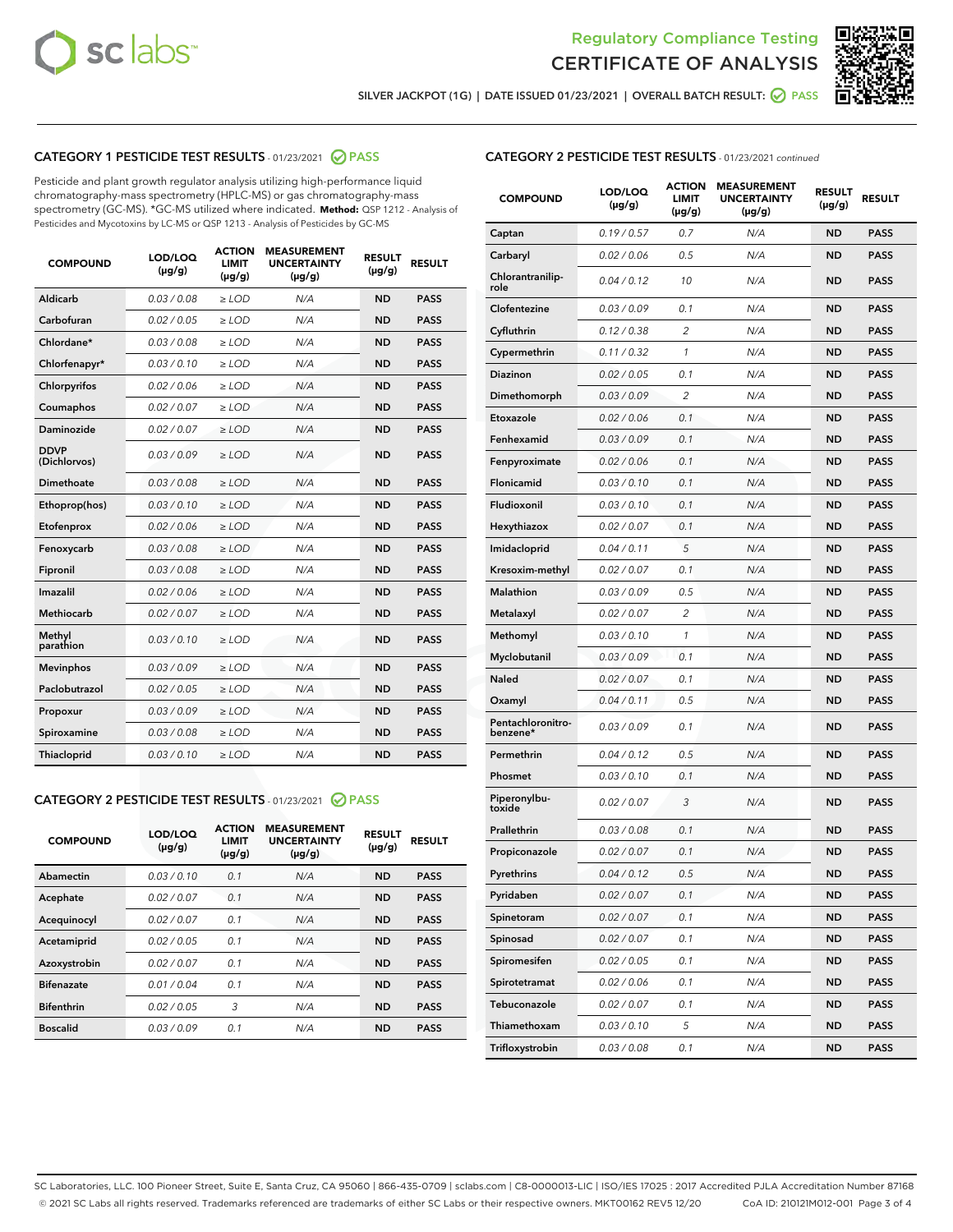Regulatory Compliance Testing
# CERTIFICATE OF ANALYSIS

SILVER JACKPOT (1G) | DATE ISSUED 01/23/2021 | OVERALL BATCH RESULT: PASS

## CATEGORY 1 PESTICIDE TEST RESULTS - 01/23/2021 PASS

Pesticide and plant growth regulator analysis utilizing high-performance liquid chromatography-mass spectrometry (HPLC-MS) or gas chromatography-mass spectrometry (GC-MS). *GC-MS utilized where indicated. **Method:** QSP 1212 - Analysis of Pesticides and Mycotoxins by LC-MS or QSP 1213 - Analysis of Pesticides by GC-MS

| COMPOUND | LOD/LOQ (µg/g) | ACTION LIMIT (µg/g) | MEASUREMENT UNCERTAINTY (µg/g) | RESULT (µg/g) | RESULT |
|---|---|---|---|---|---|
| Aldicarb | 0.03 / 0.08 | ≥ LOD | N/A | ND | PASS |
| Carbofuran | 0.02 / 0.05 | ≥ LOD | N/A | ND | PASS |
| Chlordane* | 0.03 / 0.08 | ≥ LOD | N/A | ND | PASS |
| Chlorfenapyr* | 0.03 / 0.10 | ≥ LOD | N/A | ND | PASS |
| Chlorpyrifos | 0.02 / 0.06 | ≥ LOD | N/A | ND | PASS |
| Coumaphos | 0.02 / 0.07 | ≥ LOD | N/A | ND | PASS |
| Daminozide | 0.02 / 0.07 | ≥ LOD | N/A | ND | PASS |
| DDVP (Dichlorvos) | 0.03 / 0.09 | ≥ LOD | N/A | ND | PASS |
| Dimethoate | 0.03 / 0.08 | ≥ LOD | N/A | ND | PASS |
| Ethoprop(hos) | 0.03 / 0.10 | ≥ LOD | N/A | ND | PASS |
| Etofenprox | 0.02 / 0.06 | ≥ LOD | N/A | ND | PASS |
| Fenoxycarb | 0.03 / 0.08 | ≥ LOD | N/A | ND | PASS |
| Fipronil | 0.03 / 0.08 | ≥ LOD | N/A | ND | PASS |
| Imazalil | 0.02 / 0.06 | ≥ LOD | N/A | ND | PASS |
| Methiocarb | 0.02 / 0.07 | ≥ LOD | N/A | ND | PASS |
| Methyl parathion | 0.03 / 0.10 | ≥ LOD | N/A | ND | PASS |
| Mevinphos | 0.03 / 0.09 | ≥ LOD | N/A | ND | PASS |
| Paclobutrazol | 0.02 / 0.05 | ≥ LOD | N/A | ND | PASS |
| Propoxur | 0.03 / 0.09 | ≥ LOD | N/A | ND | PASS |
| Spiroxamine | 0.03 / 0.08 | ≥ LOD | N/A | ND | PASS |
| Thiacloprid | 0.03 / 0.10 | ≥ LOD | N/A | ND | PASS |

## CATEGORY 2 PESTICIDE TEST RESULTS - 01/23/2021 PASS

| COMPOUND | LOD/LOQ (µg/g) | ACTION LIMIT (µg/g) | MEASUREMENT UNCERTAINTY (µg/g) | RESULT (µg/g) | RESULT |
|---|---|---|---|---|---|
| Abamectin | 0.03 / 0.10 | 0.1 | N/A | ND | PASS |
| Acephate | 0.02 / 0.07 | 0.1 | N/A | ND | PASS |
| Acequinocyl | 0.02 / 0.07 | 0.1 | N/A | ND | PASS |
| Acetamiprid | 0.02 / 0.05 | 0.1 | N/A | ND | PASS |
| Azoxystrobin | 0.02 / 0.07 | 0.1 | N/A | ND | PASS |
| Bifenazate | 0.01 / 0.04 | 0.1 | N/A | ND | PASS |
| Bifenthrin | 0.02 / 0.05 | 3 | N/A | ND | PASS |
| Boscalid | 0.03 / 0.09 | 0.1 | N/A | ND | PASS |
| Captan | 0.19 / 0.57 | 0.7 | N/A | ND | PASS |
| Carbaryl | 0.02 / 0.06 | 0.5 | N/A | ND | PASS |
| Chlorantraniliprole | 0.04 / 0.12 | 10 | N/A | ND | PASS |
| Clofentezine | 0.03 / 0.09 | 0.1 | N/A | ND | PASS |
| Cyfluthrin | 0.12 / 0.38 | 2 | N/A | ND | PASS |
| Cypermethrin | 0.11 / 0.32 | 1 | N/A | ND | PASS |
| Diazinon | 0.02 / 0.05 | 0.1 | N/A | ND | PASS |
| Dimethomorph | 0.03 / 0.09 | 2 | N/A | ND | PASS |
| Etoxazole | 0.02 / 0.06 | 0.1 | N/A | ND | PASS |
| Fenhexamid | 0.03 / 0.09 | 0.1 | N/A | ND | PASS |
| Fenpyroximate | 0.02 / 0.06 | 0.1 | N/A | ND | PASS |
| Flonicamid | 0.03 / 0.10 | 0.1 | N/A | ND | PASS |
| Fludioxonil | 0.03 / 0.10 | 0.1 | N/A | ND | PASS |
| Hexythiazox | 0.02 / 0.07 | 0.1 | N/A | ND | PASS |
| Imidacloprid | 0.04 / 0.11 | 5 | N/A | ND | PASS |
| Kresoxim-methyl | 0.02 / 0.07 | 0.1 | N/A | ND | PASS |
| Malathion | 0.03 / 0.09 | 0.5 | N/A | ND | PASS |
| Metalaxyl | 0.02 / 0.07 | 2 | N/A | ND | PASS |
| Methomyl | 0.03 / 0.10 | 1 | N/A | ND | PASS |
| Myclobutanil | 0.03 / 0.09 | 0.1 | N/A | ND | PASS |
| Naled | 0.02 / 0.07 | 0.1 | N/A | ND | PASS |
| Oxamyl | 0.04 / 0.11 | 0.5 | N/A | ND | PASS |
| Pentachloronitrobenzene* | 0.03 / 0.09 | 0.1 | N/A | ND | PASS |
| Permethrin | 0.04 / 0.12 | 0.5 | N/A | ND | PASS |
| Phosmet | 0.03 / 0.10 | 0.1 | N/A | ND | PASS |
| Piperonylbutoxide | 0.02 / 0.07 | 3 | N/A | ND | PASS |
| Prallethrin | 0.03 / 0.08 | 0.1 | N/A | ND | PASS |
| Propiconazole | 0.02 / 0.07 | 0.1 | N/A | ND | PASS |
| Pyrethrins | 0.04 / 0.12 | 0.5 | N/A | ND | PASS |
| Pyridaben | 0.02 / 0.07 | 0.1 | N/A | ND | PASS |
| Spinetoram | 0.02 / 0.07 | 0.1 | N/A | ND | PASS |
| Spinosad | 0.02 / 0.07 | 0.1 | N/A | ND | PASS |
| Spiromesifen | 0.02 / 0.05 | 0.1 | N/A | ND | PASS |
| Spirotetramat | 0.02 / 0.06 | 0.1 | N/A | ND | PASS |
| Tebuconazole | 0.02 / 0.07 | 0.1 | N/A | ND | PASS |
| Thiamethoxam | 0.03 / 0.10 | 5 | N/A | ND | PASS |
| Trifloxystrobin | 0.03 / 0.08 | 0.1 | N/A | ND | PASS |

SC Laboratories, LLC. 100 Pioneer Street, Suite E, Santa Cruz, CA 95060 | 866-435-0709 | sclabs.com | C8-0000013-LIC | ISO/IES 17025 : 2017 Accredited PJLA Accreditation Number 87168
© 2021 SC Labs all rights reserved. Trademarks referenced are trademarks of either SC Labs or their respective owners. MKT00162 REV5 12/20 CoA ID: 210121M012-001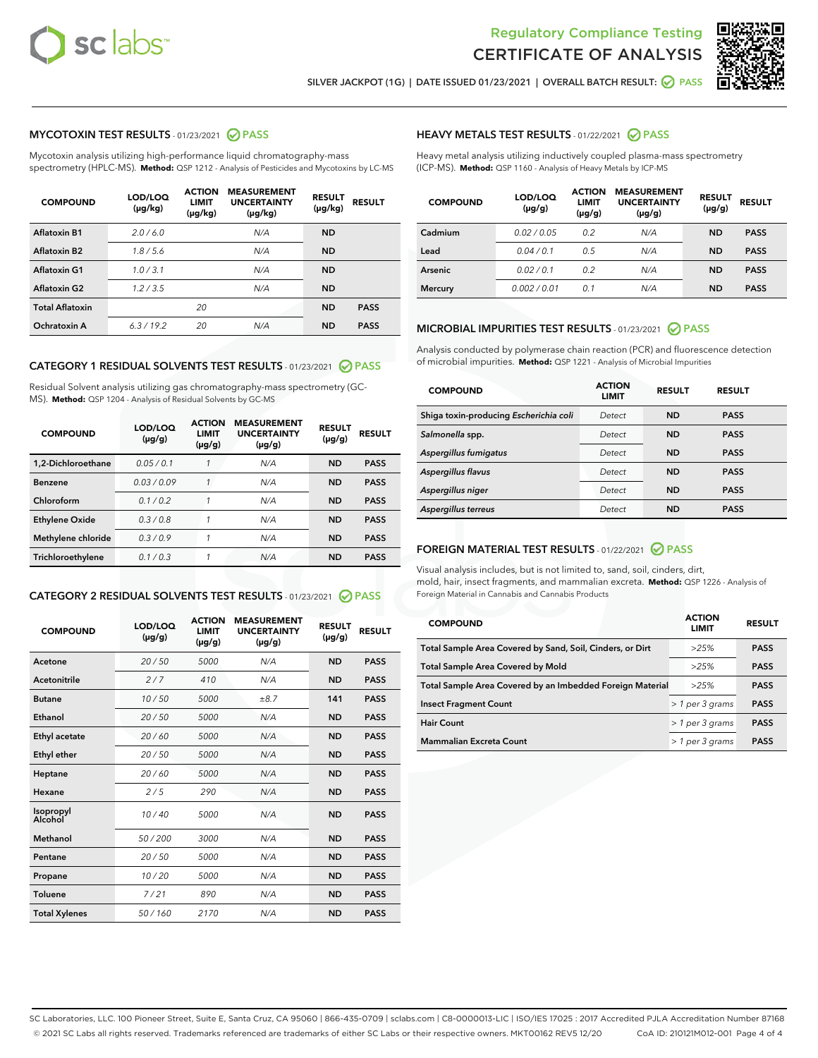Regulatory Compliance Testing
# CERTIFICATE OF ANALYSIS

SILVER JACKPOT (1G) | DATE ISSUED 01/23/2021 | OVERALL BATCH RESULT: PASS

## MYCOTOXIN TEST RESULTS - 01/23/2021 PASS

Mycotoxin analysis utilizing high-performance liquid chromatography-mass spectrometry (HPLC-MS). **Method:** QSP 1212 - Analysis of Pesticides and Mycotoxins by LC-MS

| COMPOUND | LOD/LOQ (µg/kg) | ACTION LIMIT (µg/kg) | MEASUREMENT UNCERTAINTY (µg/kg) | RESULT (µg/kg) | RESULT |
|---|---|---|---|---|---|
| Aflatoxin B1 | 2.0 / 6.0 | | N/A | ND | |
| Aflatoxin B2 | 1.8 / 5.6 | | N/A | ND | |
| Aflatoxin G1 | 1.0 / 3.1 | | N/A | ND | |
| Aflatoxin G2 | 1.2 / 3.5 | | N/A | ND | |
| Total Aflatoxin | | 20 | | ND | PASS |
| Ochratoxin A | 6.3 / 19.2 | 20 | N/A | ND | PASS |

## CATEGORY 1 RESIDUAL SOLVENTS TEST RESULTS - 01/23/2021 PASS

Residual Solvent analysis utilizing gas chromatography-mass spectrometry (GC-MS). **Method:** QSP 1204 - Analysis of Residual Solvents by GC-MS

| COMPOUND | LOD/LOQ (µg/g) | ACTION LIMIT (µg/g) | MEASUREMENT UNCERTAINTY (µg/g) | RESULT (µg/g) | RESULT |
|---|---|---|---|---|---|
| 1,2-Dichloroethane | 0.05 / 0.1 | 1 | N/A | ND | PASS |
| Benzene | 0.03 / 0.09 | 1 | N/A | ND | PASS |
| Chloroform | 0.1 / 0.2 | 1 | N/A | ND | PASS |
| Ethylene Oxide | 0.3 / 0.8 | 1 | N/A | ND | PASS |
| Methylene chloride | 0.3 / 0.9 | 1 | N/A | ND | PASS |
| Trichloroethylene | 0.1 / 0.3 | 1 | N/A | ND | PASS |

## CATEGORY 2 RESIDUAL SOLVENTS TEST RESULTS - 01/23/2021 PASS

| COMPOUND | LOD/LOQ (µg/g) | ACTION LIMIT (µg/g) | MEASUREMENT UNCERTAINTY (µg/g) | RESULT (µg/g) | RESULT |
|---|---|---|---|---|---|
| Acetone | 20 / 50 | 5000 | N/A | ND | PASS |
| Acetonitrile | 2 / 7 | 410 | N/A | ND | PASS |
| Butane | 10 / 50 | 5000 | ±8.7 | 141 | PASS |
| Ethanol | 20 / 50 | 5000 | N/A | ND | PASS |
| Ethyl acetate | 20 / 60 | 5000 | N/A | ND | PASS |
| Ethyl ether | 20 / 50 | 5000 | N/A | ND | PASS |
| Heptane | 20 / 60 | 5000 | N/A | ND | PASS |
| Hexane | 2 / 5 | 290 | N/A | ND | PASS |
| Isopropyl Alcohol | 10 / 40 | 5000 | N/A | ND | PASS |
| Methanol | 50 / 200 | 3000 | N/A | ND | PASS |
| Pentane | 20 / 50 | 5000 | N/A | ND | PASS |
| Propane | 10 / 20 | 5000 | N/A | ND | PASS |
| Toluene | 7 / 21 | 890 | N/A | ND | PASS |
| Total Xylenes | 50 / 160 | 2170 | N/A | ND | PASS |

## HEAVY METALS TEST RESULTS - 01/22/2021 PASS

Heavy metal analysis utilizing inductively coupled plasma-mass spectrometry (ICP-MS). **Method:** QSP 1160 - Analysis of Heavy Metals by ICP-MS

| COMPOUND | LOD/LOQ (µg/g) | ACTION LIMIT (µg/g) | MEASUREMENT UNCERTAINTY (µg/g) | RESULT (µg/g) | RESULT |
|---|---|---|---|---|---|
| Cadmium | 0.02 / 0.05 | 0.2 | N/A | ND | PASS |
| Lead | 0.04 / 0.1 | 0.5 | N/A | ND | PASS |
| Arsenic | 0.02 / 0.1 | 0.2 | N/A | ND | PASS |
| Mercury | 0.002 / 0.01 | 0.1 | N/A | ND | PASS |

## MICROBIAL IMPURITIES TEST RESULTS - 01/23/2021 PASS

Analysis conducted by polymerase chain reaction (PCR) and fluorescence detection of microbial impurities. **Method:** QSP 1221 - Analysis of Microbial Impurities

| COMPOUND | ACTION LIMIT | RESULT | RESULT |
|---|---|---|---|
| *Shiga toxin-producing Escherichia coli* | Detect | ND | PASS |
| *Salmonella* spp. | Detect | ND | PASS |
| *Aspergillus fumigatus* | Detect | ND | PASS |
| *Aspergillus flavus* | Detect | ND | PASS |
| *Aspergillus niger* | Detect | ND | PASS |
| *Aspergillus terreus* | Detect | ND | PASS |

## FOREIGN MATERIAL TEST RESULTS - 01/22/2021 PASS

Visual analysis includes, but is not limited to, sand, soil, cinders, dirt, mold, hair, insect fragments, and mammalian excreta. **Method:** QSP 1226 - Analysis of Foreign Material in Cannabis and Cannabis Products

| COMPOUND | ACTION LIMIT | RESULT |
|---|---|---|
| Total Sample Area Covered by Sand, Soil, Cinders, or Dirt | >25% | PASS |
| Total Sample Area Covered by Mold | >25% | PASS |
| Total Sample Area Covered by an Imbedded Foreign Material | >25% | PASS |
| Insect Fragment Count | > 1 per 3 grams | PASS |
| Hair Count | > 1 per 3 grams | PASS |
| Mammalian Excreta Count | > 1 per 3 grams | PASS |

SC Laboratories, LLC. 100 Pioneer Street, Suite E, Santa Cruz, CA 95060 | 866-435-0709 | sclabs.com | C8-0000013-LIC | ISO/IES 17025 : 2017 Accredited PJLA Accreditation Number 87168
© 2021 SC Labs all rights reserved. Trademarks referenced are trademarks of either SC Labs or their respective owners. MKT00162 REV5 12/20 CoA ID: 210121M012-001